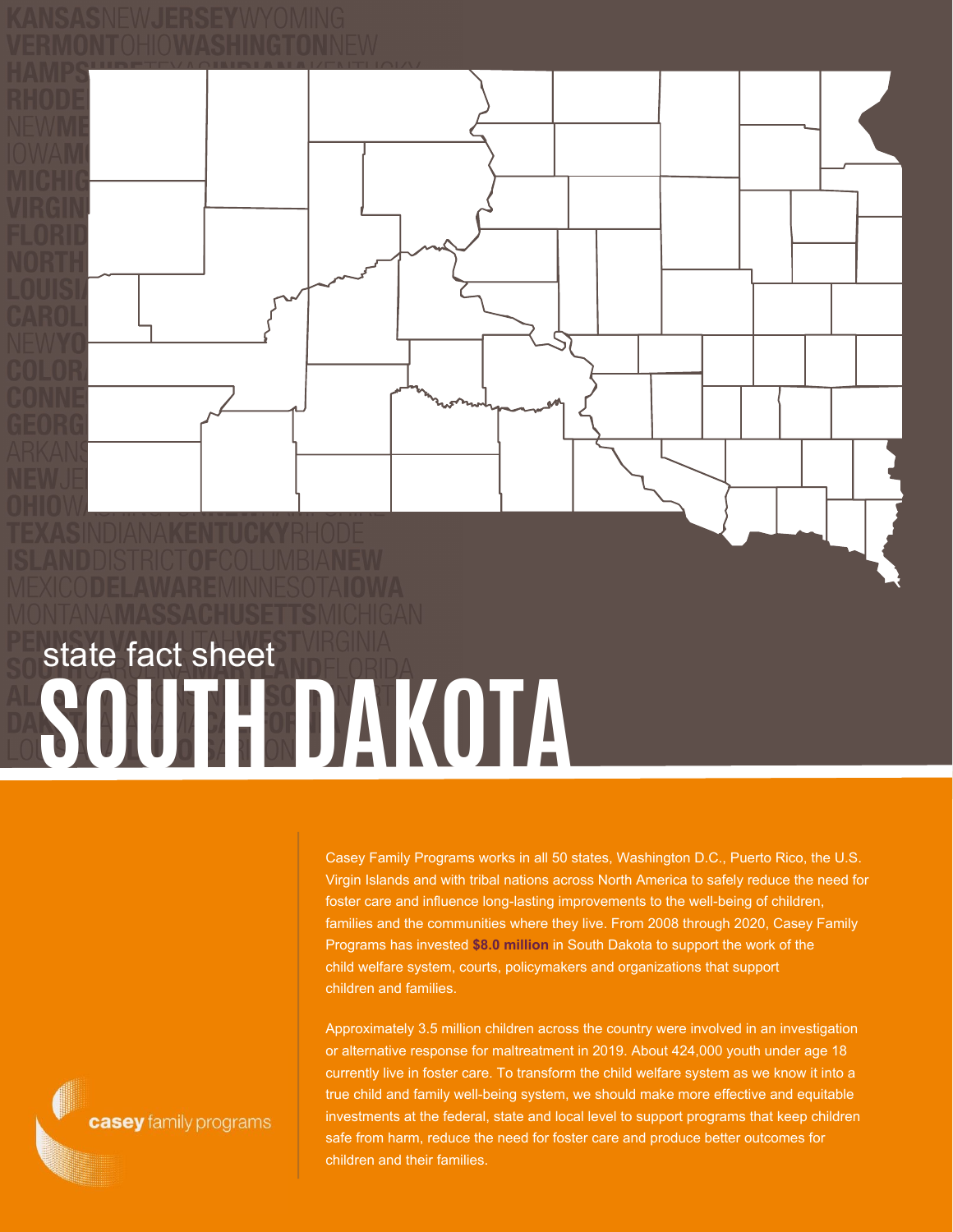state fact sheet

# SOUTH DAKOTA

Casey Family Programs works in all 50 states, Washington D.C., Puerto Rico, the U.S. Virgin Islands and with tribal nations across North America to safely reduce the need for foster care and influence long-lasting improvements to the well-being of children, families and the communities where they live. From 2008 through 2020, Casey Family Programs has invested **$8.0 million** in South Dakota to support the work of the child welfare system, courts, policymakers and organizations that support children and families.

Approximately 3.5 million children across the country were involved in an investigation or alternative response for maltreatment in 2019. About 424,000 youth under age 18 currently live in foster care. To transform the child welfare system as we know it into a true child and family well-being system, we should make more effective and equitable investments at the federal, state and local level to support programs that keep children safe from harm, reduce the need for foster care and produce better outcomes for children and their families.

casey family programs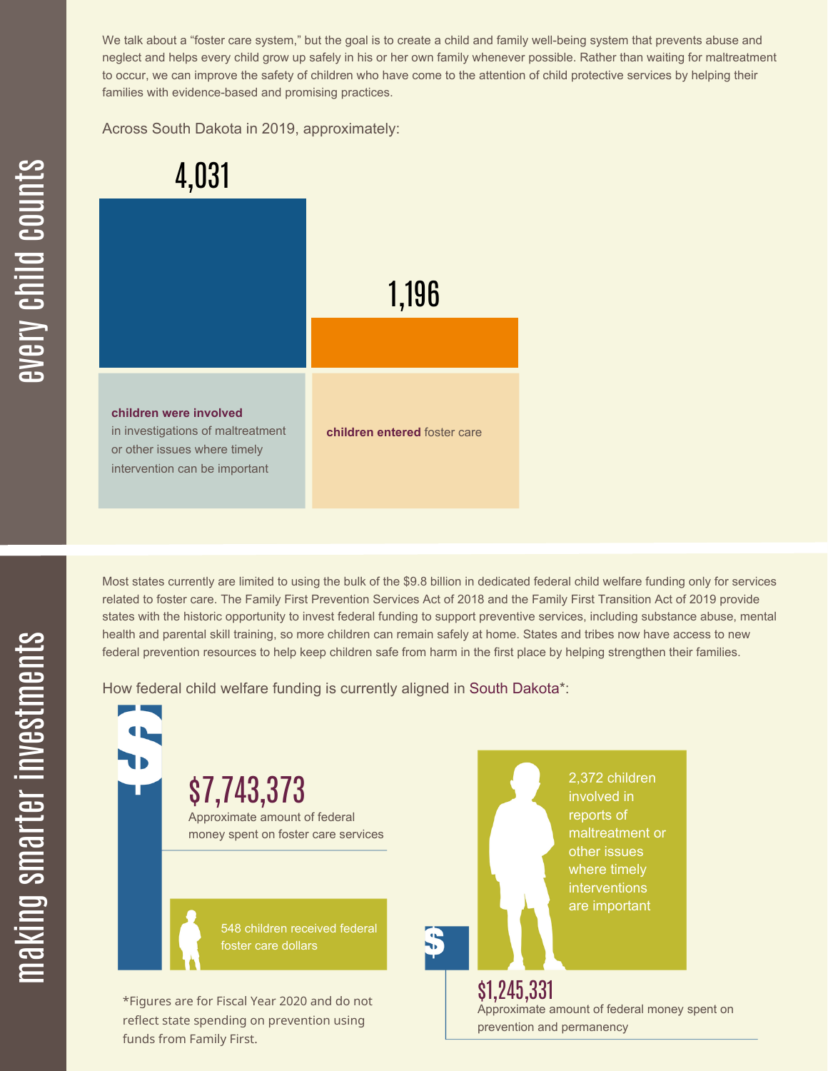## every child counts

We talk about a "foster care system," but the goal is to create a child and family well-being system that prevents abuse and neglect and helps every child grow up safely in his or her own family whenever possible. Rather than waiting for maltreatment to occur, we can improve the safety of children who have come to the attention of child protective services by helping their families with evidence-based and promising practices.

Across South Dakota in 2019, approximately:

**4,031**

**children were involved** in investigations of maltreatment or other issues where timely intervention can be important

**1,196**

**children entered** foster care

## making smarter investments

Most states currently are limited to using the bulk of the $9.8 billion in dedicated federal child welfare funding only for services related to foster care. The Family First Prevention Services Act of 2018 and the Family First Transition Act of 2019 provide states with the historic opportunity to invest federal funding to support preventive services, including substance abuse, mental health and parental skill training, so more children can remain safely at home. States and tribes now have access to new federal prevention resources to help keep children safe from harm in the first place by helping strengthen their families.

How federal child welfare funding is currently aligned in South Dakota*:

**$7,743,373**
Approximate amount of federal money spent on foster care services

548 children received federal foster care dollars

2,372 children involved in reports of maltreatment or other issues where timely interventions are important

**$1,245,331**
Approximate amount of federal money spent on prevention and permanency

*Figures are for Fiscal Year 2020 and do not reflect state spending on prevention using funds from Family First.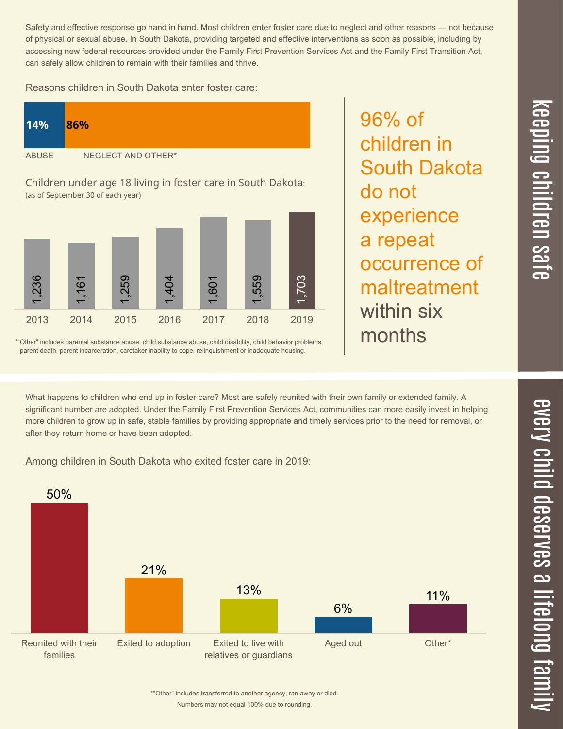## keeping children safe

Safety and effective response go hand in hand. Most children enter foster care due to neglect and other reasons — not because of physical or sexual abuse. In South Dakota, providing targeted and effective interventions as soon as possible, including by accessing new federal resources provided under the Family First Prevention Services Act and the Family First Transition Act, can safely allow children to remain with their families and thrive.

Reasons children in South Dakota enter foster care:

| ABUSE | NEGLECT AND OTHER* |
|---|---|
| 14% | 86% |

Children under age 18 living in foster care in South Dakota:
(as of September 30 of each year)

| 2013 | 2014 | 2015 | 2016 | 2017 | 2018 | 2019 |
|---|---|---|---|---|---|---|
| 1,236 | 1,161 | 1,259 | 1,404 | 1,601 | 1,559 | 1,703 |

*"Other" includes parental substance abuse, child substance abuse, child disability, child behavior problems, parent death, parent incarceration, caretaker inability to cope, relinquishment or inadequate housing.

**96% of children in South Dakota do not experience a repeat occurrence of maltreatment within six months**

## every child deserves a lifelong family

What happens to children who end up in foster care? Most are safely reunited with their own family or extended family. A significant number are adopted. Under the Family First Prevention Services Act, communities can more easily invest in helping more children to grow up in safe, stable families by providing appropriate and timely services prior to the need for removal, or after they return home or have been adopted.

Among children in South Dakota who exited foster care in 2019:

| Reunited with their families | Exited to adoption | Exited to live with relatives or guardians | Aged out | Other* |
|---|---|---|---|---|
| 50% | 21% | 13% | 6% | 11% |

*"Other" includes transferred to another agency, ran away or died.
Numbers may not equal 100% due to rounding.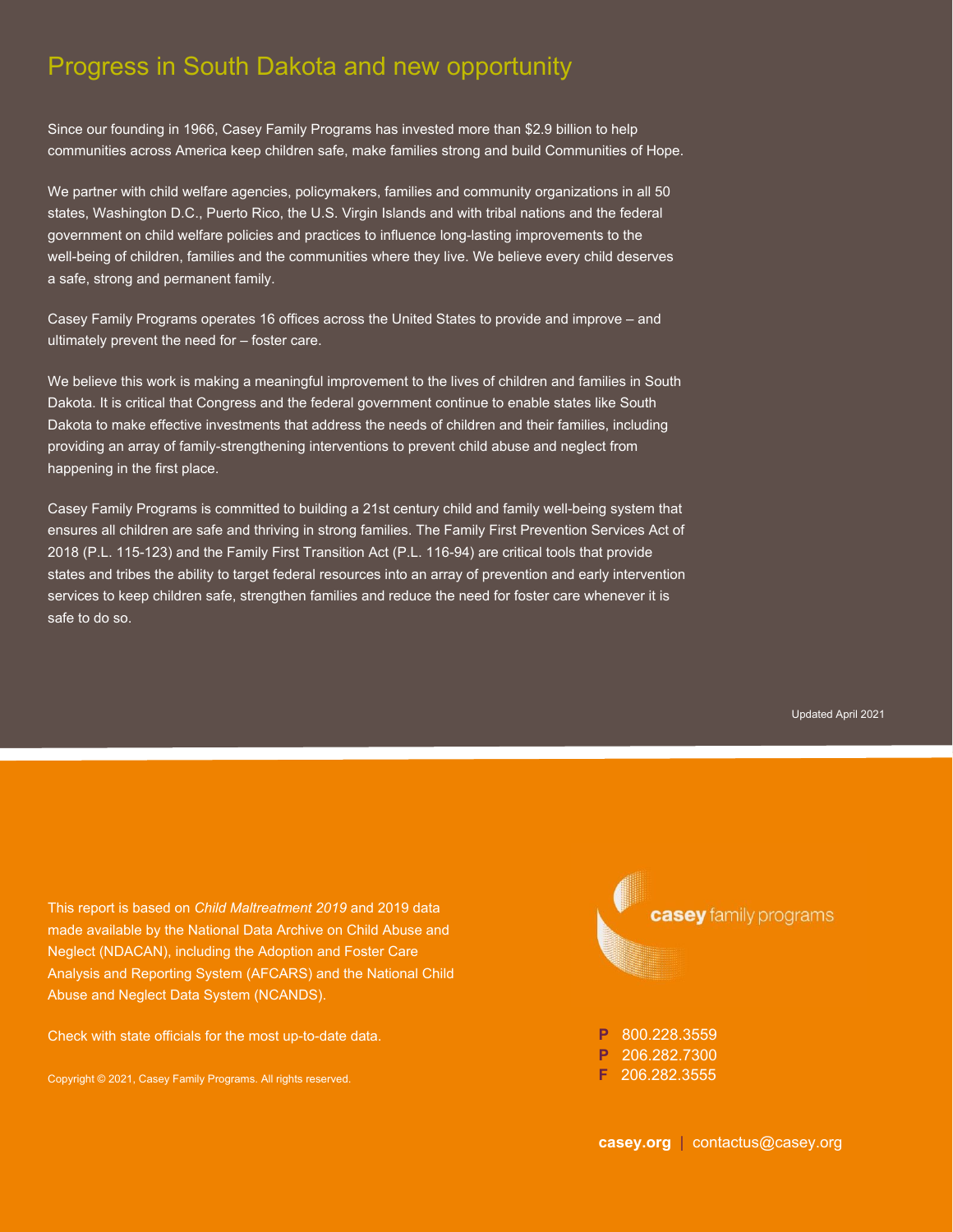## Progress in South Dakota and new opportunity

Since our founding in 1966, Casey Family Programs has invested more than $2.9 billion to help communities across America keep children safe, make families strong and build Communities of Hope.

We partner with child welfare agencies, policymakers, families and community organizations in all 50 states, Washington D.C., Puerto Rico, the U.S. Virgin Islands and with tribal nations and the federal government on child welfare policies and practices to influence long-lasting improvements to the well-being of children, families and the communities where they live. We believe every child deserves a safe, strong and permanent family.

Casey Family Programs operates 16 offices across the United States to provide and improve – and ultimately prevent the need for – foster care.

We believe this work is making a meaningful improvement to the lives of children and families in South Dakota. It is critical that Congress and the federal government continue to enable states like South Dakota to make effective investments that address the needs of children and their families, including providing an array of family-strengthening interventions to prevent child abuse and neglect from happening in the first place.

Casey Family Programs is committed to building a 21st century child and family well-being system that ensures all children are safe and thriving in strong families. The Family First Prevention Services Act of 2018 (P.L. 115-123) and the Family First Transition Act (P.L. 116-94) are critical tools that provide states and tribes the ability to target federal resources into an array of prevention and early intervention services to keep children safe, strengthen families and reduce the need for foster care whenever it is safe to do so.

Updated April 2021

This report is based on *Child Maltreatment 2019* and 2019 data made available by the National Data Archive on Child Abuse and Neglect (NDACAN), including the Adoption and Foster Care Analysis and Reporting System (AFCARS) and the National Child Abuse and Neglect Data System (NCANDS).

Check with state officials for the most up-to-date data.

Copyright © 2021, Casey Family Programs. All rights reserved.

**casey** family programs

**P** 800.228.3559
**P** 206.282.7300
**F** 206.282.3555

**casey.org** | contactus@casey.org